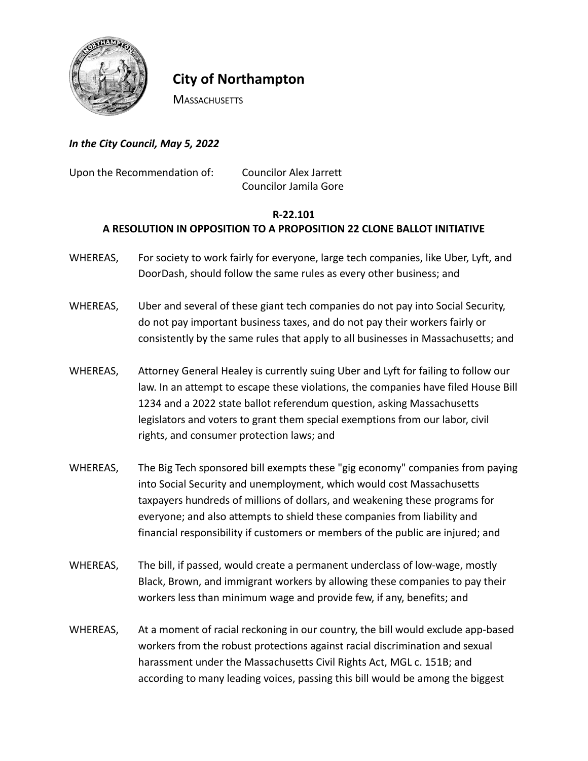# City of Northampton

MASSACHUSETTS

***In the City Council, May 5, 2022***

Upon the Recommendation of: Councilor Alex Jarrett
Councilor Jamila Gore

**R-22.101**
**A RESOLUTION IN OPPOSITION TO A PROPOSITION 22 CLONE BALLOT INITIATIVE**

WHEREAS, For society to work fairly for everyone, large tech companies, like Uber, Lyft, and DoorDash, should follow the same rules as every other business; and

WHEREAS, Uber and several of these giant tech companies do not pay into Social Security, do not pay important business taxes, and do not pay their workers fairly or consistently by the same rules that apply to all businesses in Massachusetts; and

WHEREAS, Attorney General Healey is currently suing Uber and Lyft for failing to follow our law. In an attempt to escape these violations, the companies have filed House Bill 1234 and a 2022 state ballot referendum question, asking Massachusetts legislators and voters to grant them special exemptions from our labor, civil rights, and consumer protection laws; and

WHEREAS, The Big Tech sponsored bill exempts these "gig economy" companies from paying into Social Security and unemployment, which would cost Massachusetts taxpayers hundreds of millions of dollars, and weakening these programs for everyone; and also attempts to shield these companies from liability and financial responsibility if customers or members of the public are injured; and

WHEREAS, The bill, if passed, would create a permanent underclass of low-wage, mostly Black, Brown, and immigrant workers by allowing these companies to pay their workers less than minimum wage and provide few, if any, benefits; and

WHEREAS, At a moment of racial reckoning in our country, the bill would exclude app-based workers from the robust protections against racial discrimination and sexual harassment under the Massachusetts Civil Rights Act, MGL c. 151B; and according to many leading voices, passing this bill would be among the biggest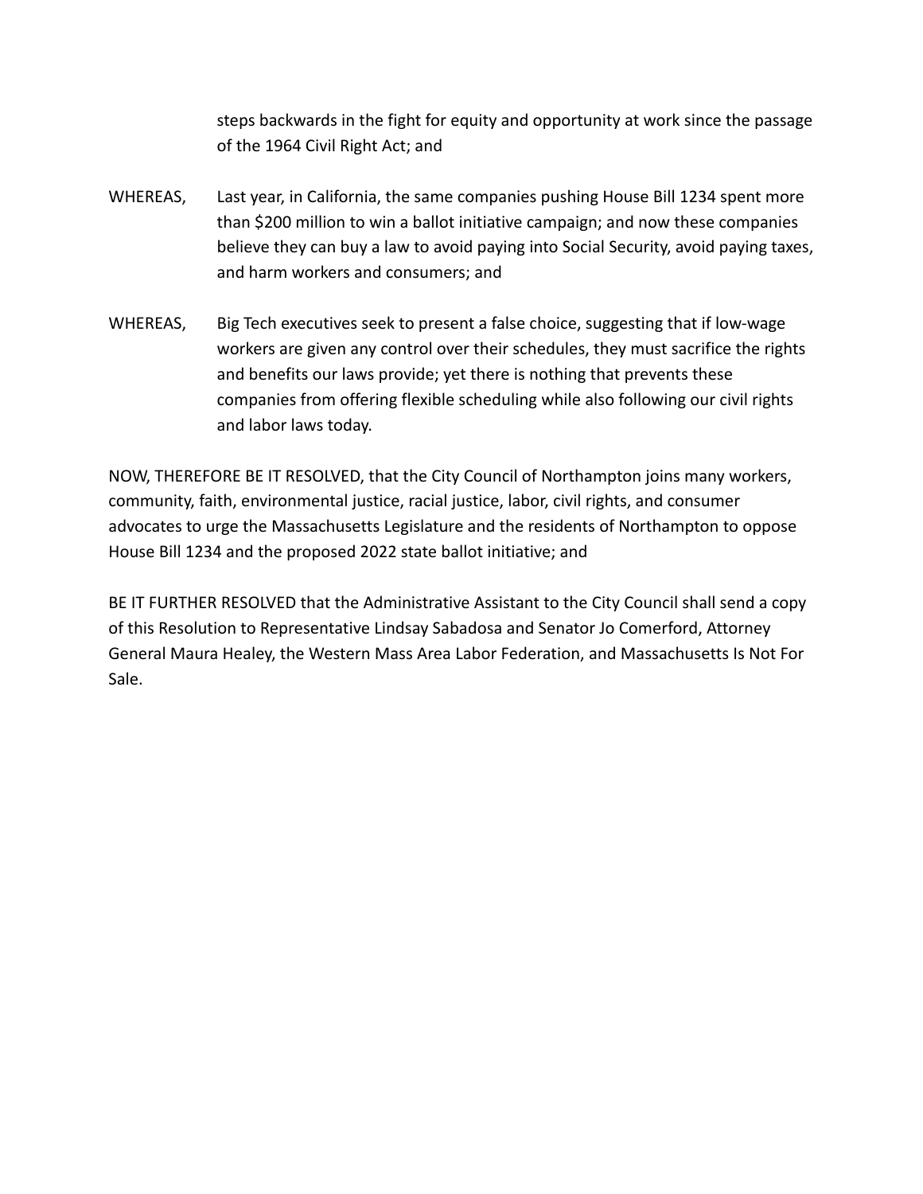steps backwards in the fight for equity and opportunity at work since the passage of the 1964 Civil Right Act; and

WHEREAS, Last year, in California, the same companies pushing House Bill 1234 spent more than $200 million to win a ballot initiative campaign; and now these companies believe they can buy a law to avoid paying into Social Security, avoid paying taxes, and harm workers and consumers; and

WHEREAS, Big Tech executives seek to present a false choice, suggesting that if low-wage workers are given any control over their schedules, they must sacrifice the rights and benefits our laws provide; yet there is nothing that prevents these companies from offering flexible scheduling while also following our civil rights and labor laws today.

NOW, THEREFORE BE IT RESOLVED, that the City Council of Northampton joins many workers, community, faith, environmental justice, racial justice, labor, civil rights, and consumer advocates to urge the Massachusetts Legislature and the residents of Northampton to oppose House Bill 1234 and the proposed 2022 state ballot initiative; and

BE IT FURTHER RESOLVED that the Administrative Assistant to the City Council shall send a copy of this Resolution to Representative Lindsay Sabadosa and Senator Jo Comerford, Attorney General Maura Healey, the Western Mass Area Labor Federation, and Massachusetts Is Not For Sale.